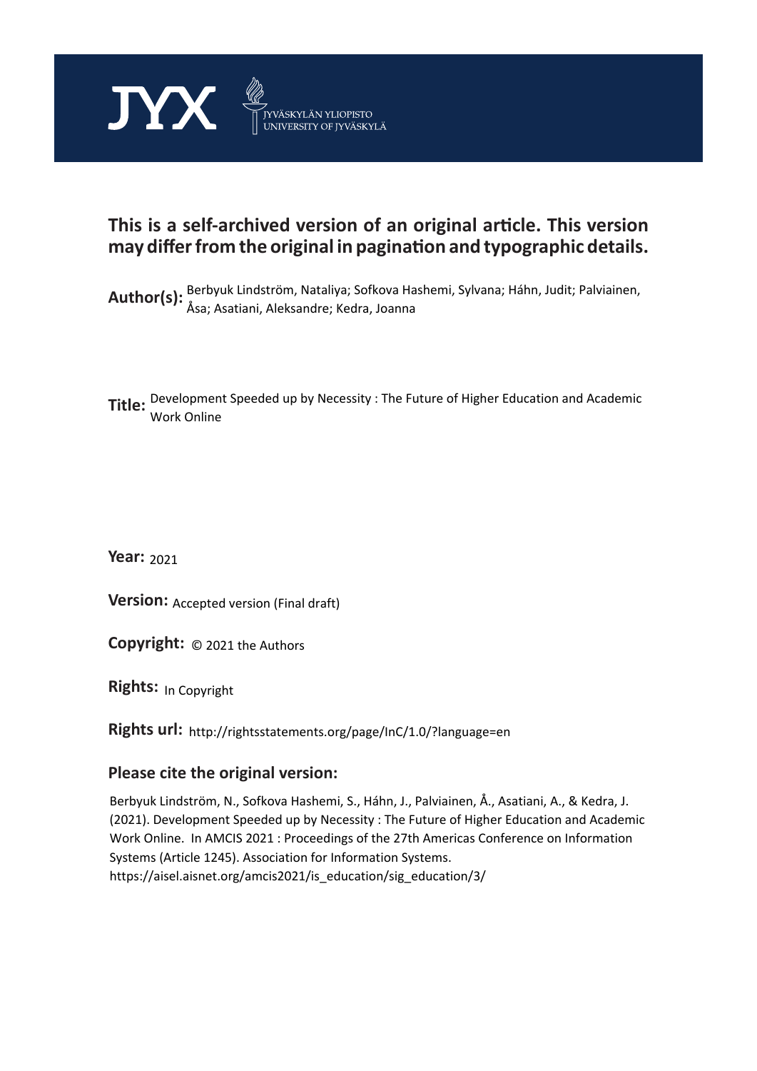JYX JYVÄSKYLÄN YLIOPISTO UNIVERSITY OF JYVÄSKYLÄ

# This is a self-archived version of an original article. This version may differ from the original in pagination and typographic details.

**Author(s):** Berbyuk Lindström, Nataliya; Sofkova Hashemi, Sylvana; Háhn, Judit; Palviainen, Åsa; Asatiani, Aleksandre; Kedra, Joanna

**Title:** Development Speeded up by Necessity : The Future of Higher Education and Academic Work Online

**Year:** 2021

**Version:** Accepted version (Final draft)

**Copyright:** © 2021 the Authors

**Rights:** In Copyright

**Rights url:** http://rightsstatements.org/page/InC/1.0/?language=en

## Please cite the original version:

Berbyuk Lindström, N., Sofkova Hashemi, S., Háhn, J., Palviainen, Å., Asatiani, A., & Kedra, J. (2021). Development Speeded up by Necessity : The Future of Higher Education and Academic Work Online. In AMCIS 2021 : Proceedings of the 27th Americas Conference on Information Systems (Article 1245). Association for Information Systems. https://aisel.aisnet.org/amcis2021/is_education/sig_education/3/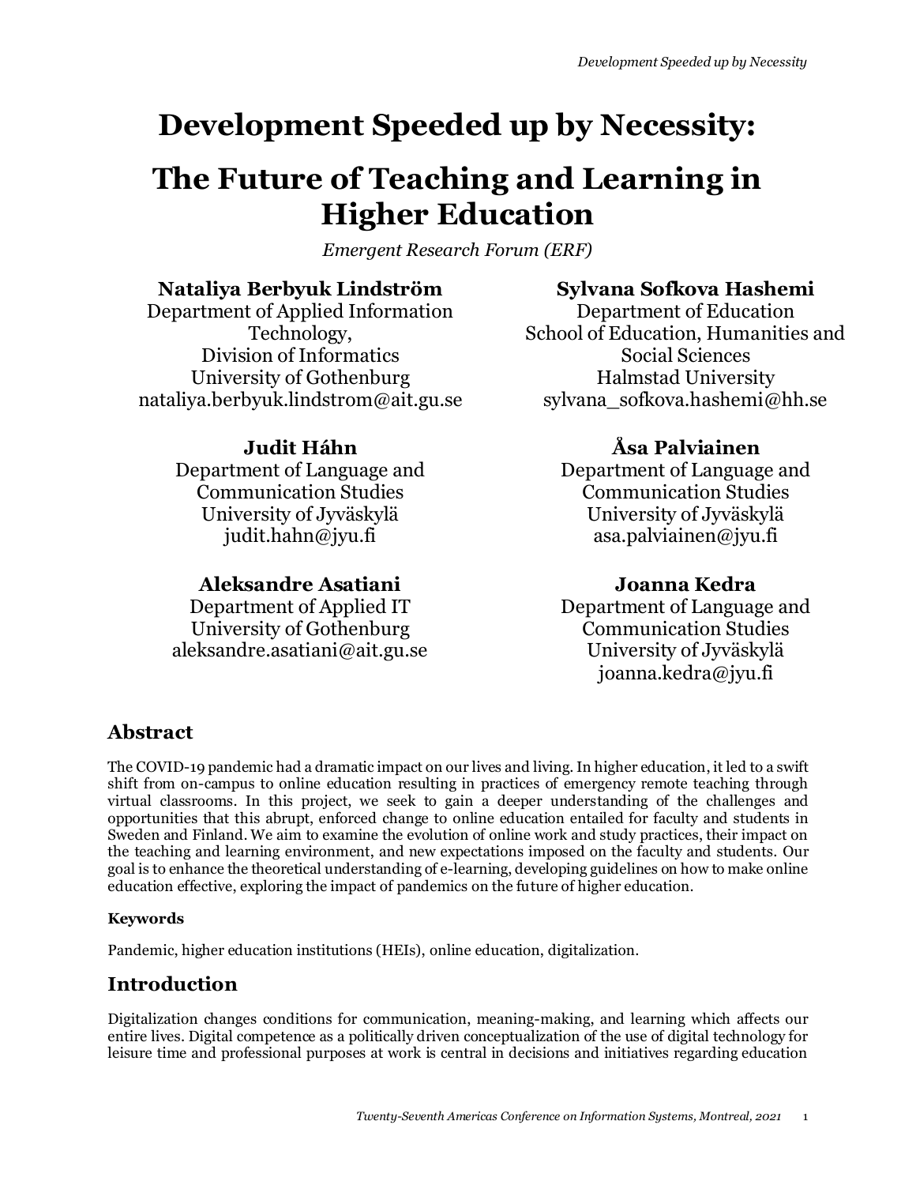# Development Speeded up by Necessity: The Future of Teaching and Learning in Higher Education

*Emergent Research Forum (ERF)*

**Nataliya Berbyuk Lindström**
Department of Applied Information Technology,
Division of Informatics
University of Gothenburg
nataliya.berbyuk.lindstrom@ait.gu.se

**Sylvana Sofkova Hashemi**
Department of Education
School of Education, Humanities and Social Sciences
Halmstad University
sylvana_sofkova.hashemi@hh.se

**Judit Háhn**
Department of Language and Communication Studies
University of Jyväskylä
judit.hahn@jyu.fi

**Åsa Palviainen**
Department of Language and Communication Studies
University of Jyväskylä
asa.palviainen@jyu.fi

**Aleksandre Asatiani**
Department of Applied IT
University of Gothenburg
aleksandre.asatiani@ait.gu.se

**Joanna Kedra**
Department of Language and Communication Studies
University of Jyväskylä
joanna.kedra@jyu.fi

## Abstract

The COVID-19 pandemic had a dramatic impact on our lives and living. In higher education, it led to a swift shift from on-campus to online education resulting in practices of emergency remote teaching through virtual classrooms. In this project, we seek to gain a deeper understanding of the challenges and opportunities that this abrupt, enforced change to online education entailed for faculty and students in Sweden and Finland. We aim to examine the evolution of online work and study practices, their impact on the teaching and learning environment, and new expectations imposed on the faculty and students. Our goal is to enhance the theoretical understanding of e-learning, developing guidelines on how to make online education effective, exploring the impact of pandemics on the future of higher education.

#### Keywords

Pandemic, higher education institutions (HEIs), online education, digitalization.

## Introduction

Digitalization changes conditions for communication, meaning-making, and learning which affects our entire lives. Digital competence as a politically driven conceptualization of the use of digital technology for leisure time and professional purposes at work is central in decisions and initiatives regarding education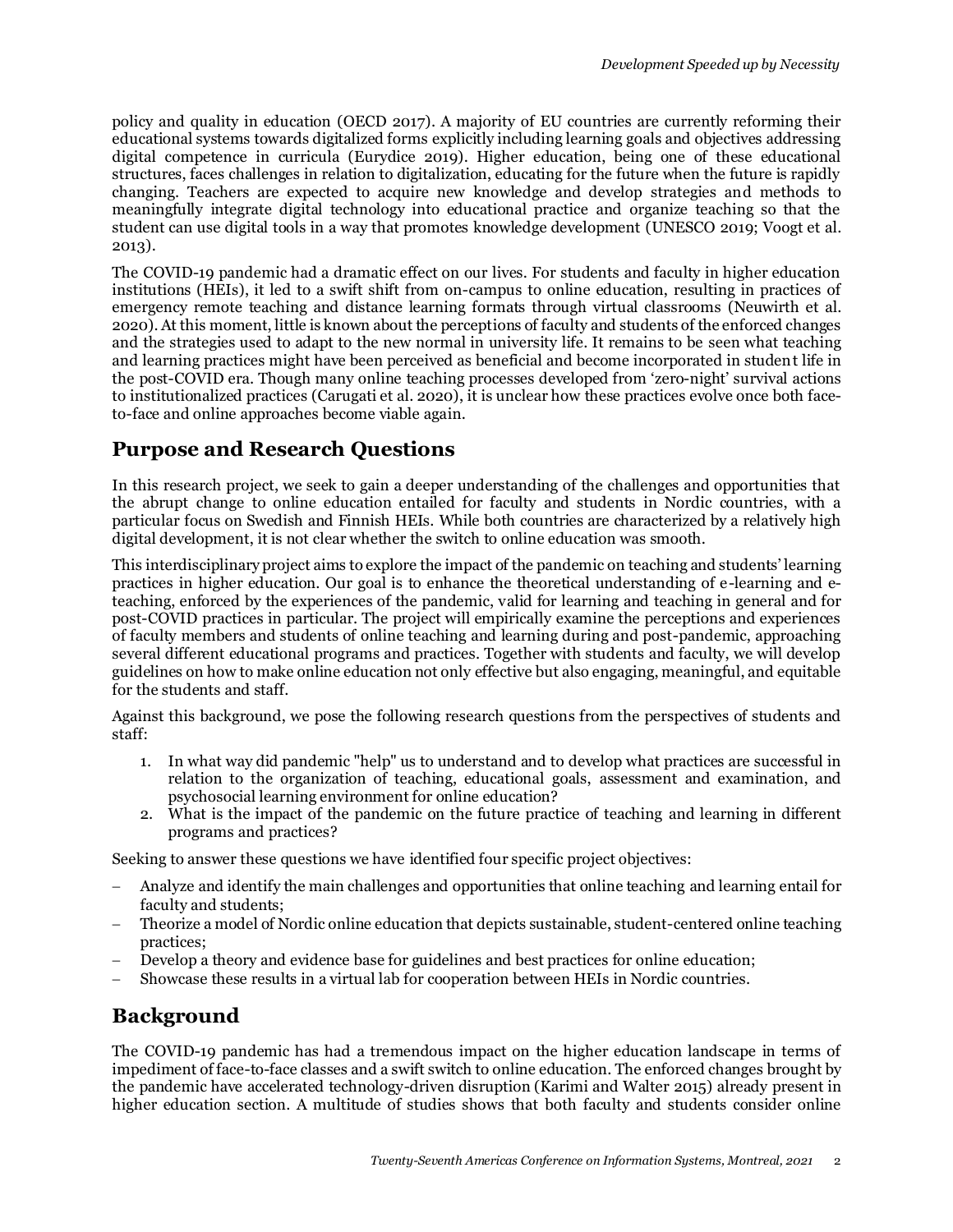policy and quality in education (OECD 2017). A majority of EU countries are currently reforming their educational systems towards digitalized forms explicitly including learning goals and objectives addressing digital competence in curricula (Eurydice 2019). Higher education, being one of these educational structures, faces challenges in relation to digitalization, educating for the future when the future is rapidly changing. Teachers are expected to acquire new knowledge and develop strategies and methods to meaningfully integrate digital technology into educational practice and organize teaching so that the student can use digital tools in a way that promotes knowledge development (UNESCO 2019; Voogt et al. 2013).

The COVID-19 pandemic had a dramatic effect on our lives. For students and faculty in higher education institutions (HEIs), it led to a swift shift from on-campus to online education, resulting in practices of emergency remote teaching and distance learning formats through virtual classrooms (Neuwirth et al. 2020). At this moment, little is known about the perceptions of faculty and students of the enforced changes and the strategies used to adapt to the new normal in university life. It remains to be seen what teaching and learning practices might have been perceived as beneficial and become incorporated in student life in the post-COVID era. Though many online teaching processes developed from 'zero-night' survival actions to institutionalized practices (Carugati et al. 2020), it is unclear how these practices evolve once both face-to-face and online approaches become viable again.

## Purpose and Research Questions

In this research project, we seek to gain a deeper understanding of the challenges and opportunities that the abrupt change to online education entailed for faculty and students in Nordic countries, with a particular focus on Swedish and Finnish HEIs. While both countries are characterized by a relatively high digital development, it is not clear whether the switch to online education was smooth.

This interdisciplinary project aims to explore the impact of the pandemic on teaching and students' learning practices in higher education. Our goal is to enhance the theoretical understanding of e-learning and e-teaching, enforced by the experiences of the pandemic, valid for learning and teaching in general and for post-COVID practices in particular. The project will empirically examine the perceptions and experiences of faculty members and students of online teaching and learning during and post-pandemic, approaching several different educational programs and practices. Together with students and faculty, we will develop guidelines on how to make online education not only effective but also engaging, meaningful, and equitable for the students and staff.

Against this background, we pose the following research questions from the perspectives of students and staff:

1. In what way did pandemic "help" us to understand and to develop what practices are successful in relation to the organization of teaching, educational goals, assessment and examination, and psychosocial learning environment for online education?
2. What is the impact of the pandemic on the future practice of teaching and learning in different programs and practices?

Seeking to answer these questions we have identified four specific project objectives:

- Analyze and identify the main challenges and opportunities that online teaching and learning entail for faculty and students;
- Theorize a model of Nordic online education that depicts sustainable, student-centered online teaching practices;
- Develop a theory and evidence base for guidelines and best practices for online education;
- Showcase these results in a virtual lab for cooperation between HEIs in Nordic countries.

## Background

The COVID-19 pandemic has had a tremendous impact on the higher education landscape in terms of impediment of face-to-face classes and a swift switch to online education. The enforced changes brought by the pandemic have accelerated technology-driven disruption (Karimi and Walter 2015) already present in higher education section. A multitude of studies shows that both faculty and students consider online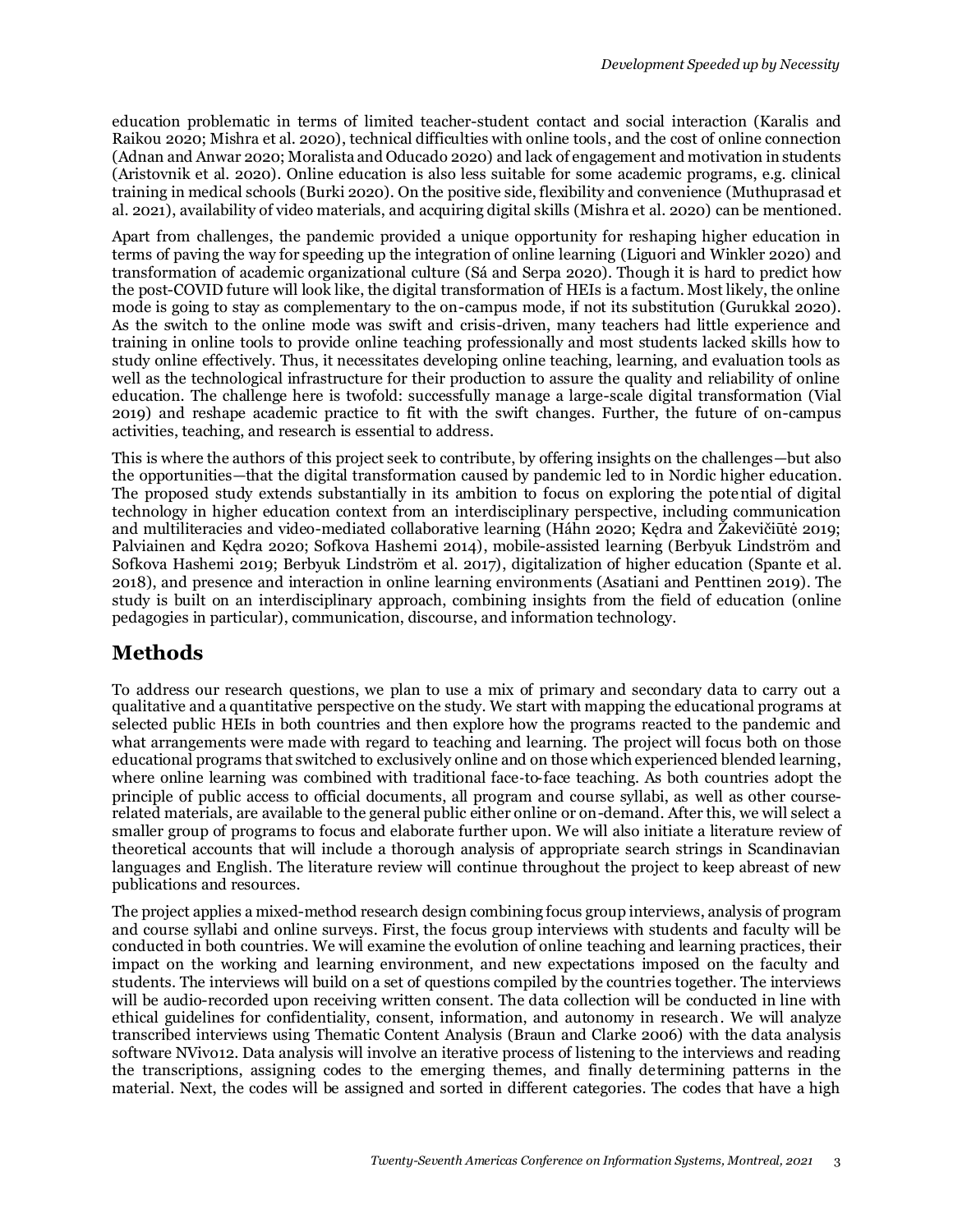education problematic in terms of limited teacher-student contact and social interaction (Karalis and Raikou 2020; Mishra et al. 2020), technical difficulties with online tools, and the cost of online connection (Adnan and Anwar 2020; Moralista and Oducado 2020) and lack of engagement and motivation in students (Aristovnik et al. 2020). Online education is also less suitable for some academic programs, e.g. clinical training in medical schools (Burki 2020). On the positive side, flexibility and convenience (Muthuprasad et al. 2021), availability of video materials, and acquiring digital skills (Mishra et al. 2020) can be mentioned.

Apart from challenges, the pandemic provided a unique opportunity for reshaping higher education in terms of paving the way for speeding up the integration of online learning (Liguori and Winkler 2020) and transformation of academic organizational culture (Sá and Serpa 2020). Though it is hard to predict how the post-COVID future will look like, the digital transformation of HEIs is a factum. Most likely, the online mode is going to stay as complementary to the on-campus mode, if not its substitution (Gurukkal 2020). As the switch to the online mode was swift and crisis-driven, many teachers had little experience and training in online tools to provide online teaching professionally and most students lacked skills how to study online effectively. Thus, it necessitates developing online teaching, learning, and evaluation tools as well as the technological infrastructure for their production to assure the quality and reliability of online education. The challenge here is twofold: successfully manage a large-scale digital transformation (Vial 2019) and reshape academic practice to fit with the swift changes. Further, the future of on-campus activities, teaching, and research is essential to address.

This is where the authors of this project seek to contribute, by offering insights on the challenges—but also the opportunities—that the digital transformation caused by pandemic led to in Nordic higher education. The proposed study extends substantially in its ambition to focus on exploring the potential of digital technology in higher education context from an interdisciplinary perspective, including communication and multiliteracies and video-mediated collaborative learning (Háhn 2020; Kędra and Žakevičiūtė 2019; Palviainen and Kędra 2020; Sofkova Hashemi 2014), mobile-assisted learning (Berbyuk Lindström and Sofkova Hashemi 2019; Berbyuk Lindström et al. 2017), digitalization of higher education (Spante et al. 2018), and presence and interaction in online learning environments (Asatiani and Penttinen 2019). The study is built on an interdisciplinary approach, combining insights from the field of education (online pedagogies in particular), communication, discourse, and information technology.

## Methods

To address our research questions, we plan to use a mix of primary and secondary data to carry out a qualitative and a quantitative perspective on the study. We start with mapping the educational programs at selected public HEIs in both countries and then explore how the programs reacted to the pandemic and what arrangements were made with regard to teaching and learning. The project will focus both on those educational programs that switched to exclusively online and on those which experienced blended learning, where online learning was combined with traditional face-to-face teaching. As both countries adopt the principle of public access to official documents, all program and course syllabi, as well as other course-related materials, are available to the general public either online or on-demand. After this, we will select a smaller group of programs to focus and elaborate further upon. We will also initiate a literature review of theoretical accounts that will include a thorough analysis of appropriate search strings in Scandinavian languages and English. The literature review will continue throughout the project to keep abreast of new publications and resources.

The project applies a mixed-method research design combining focus group interviews, analysis of program and course syllabi and online surveys. First, the focus group interviews with students and faculty will be conducted in both countries. We will examine the evolution of online teaching and learning practices, their impact on the working and learning environment, and new expectations imposed on the faculty and students. The interviews will build on a set of questions compiled by the countries together. The interviews will be audio-recorded upon receiving written consent. The data collection will be conducted in line with ethical guidelines for confidentiality, consent, information, and autonomy in research. We will analyze transcribed interviews using Thematic Content Analysis (Braun and Clarke 2006) with the data analysis software NVivo12. Data analysis will involve an iterative process of listening to the interviews and reading the transcriptions, assigning codes to the emerging themes, and finally determining patterns in the material. Next, the codes will be assigned and sorted in different categories. The codes that have a high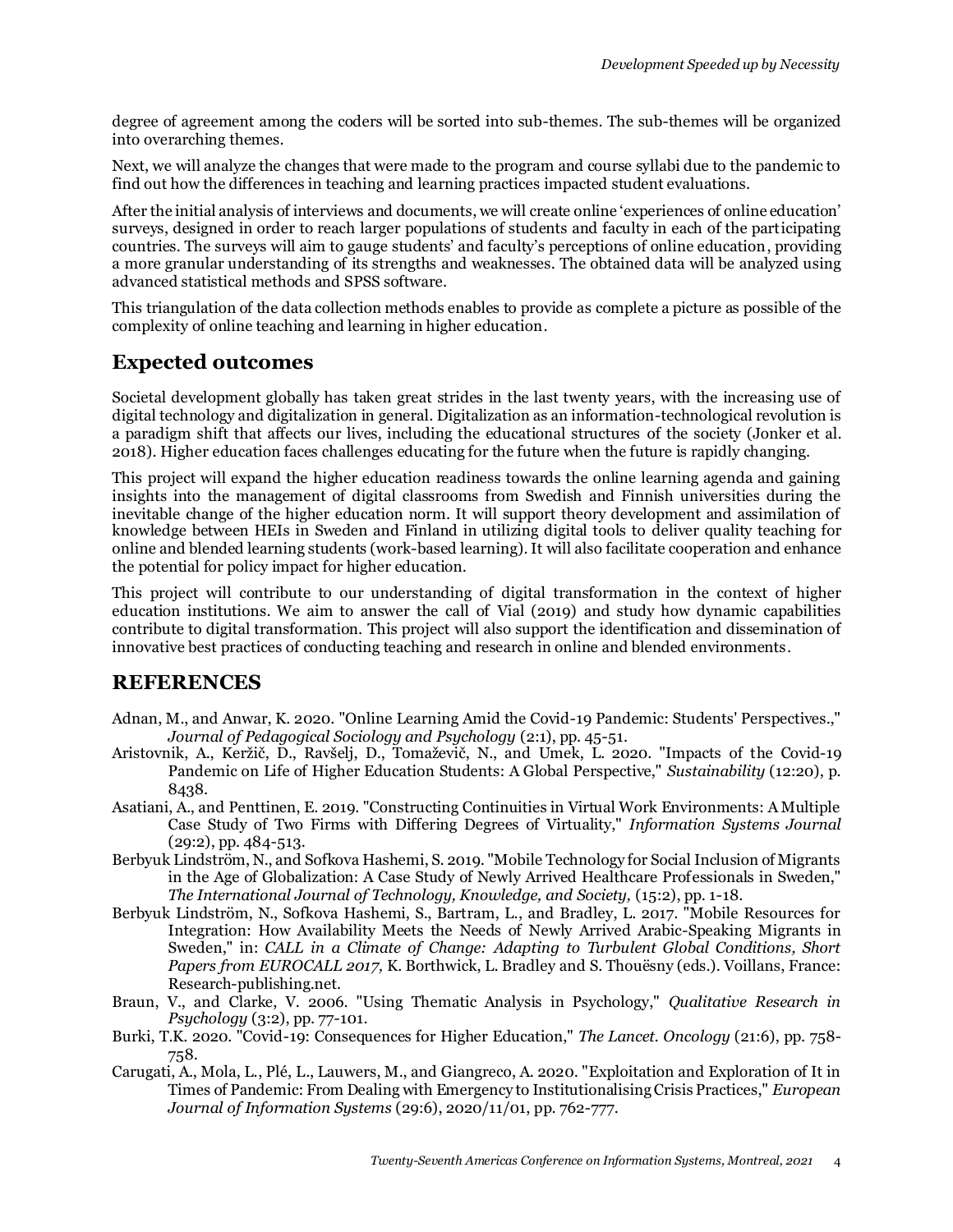degree of agreement among the coders will be sorted into sub-themes. The sub-themes will be organized into overarching themes.

Next, we will analyze the changes that were made to the program and course syllabi due to the pandemic to find out how the differences in teaching and learning practices impacted student evaluations.

After the initial analysis of interviews and documents, we will create online 'experiences of online education' surveys, designed in order to reach larger populations of students and faculty in each of the participating countries. The surveys will aim to gauge students' and faculty's perceptions of online education, providing a more granular understanding of its strengths and weaknesses. The obtained data will be analyzed using advanced statistical methods and SPSS software.

This triangulation of the data collection methods enables to provide as complete a picture as possible of the complexity of online teaching and learning in higher education.

## Expected outcomes

Societal development globally has taken great strides in the last twenty years, with the increasing use of digital technology and digitalization in general. Digitalization as an information-technological revolution is a paradigm shift that affects our lives, including the educational structures of the society (Jonker et al. 2018). Higher education faces challenges educating for the future when the future is rapidly changing.

This project will expand the higher education readiness towards the online learning agenda and gaining insights into the management of digital classrooms from Swedish and Finnish universities during the inevitable change of the higher education norm. It will support theory development and assimilation of knowledge between HEIs in Sweden and Finland in utilizing digital tools to deliver quality teaching for online and blended learning students (work-based learning). It will also facilitate cooperation and enhance the potential for policy impact for higher education.

This project will contribute to our understanding of digital transformation in the context of higher education institutions. We aim to answer the call of Vial (2019) and study how dynamic capabilities contribute to digital transformation. This project will also support the identification and dissemination of innovative best practices of conducting teaching and research in online and blended environments.

## REFERENCES

Adnan, M., and Anwar, K. 2020. "Online Learning Amid the Covid-19 Pandemic: Students' Perspectives.," *Journal of Pedagogical Sociology and Psychology* (2:1), pp. 45-51.

Aristovnik, A., Keržič, D., Ravšelj, D., Tomaževič, N., and Umek, L. 2020. "Impacts of the Covid-19 Pandemic on Life of Higher Education Students: A Global Perspective," *Sustainability* (12:20), p. 8438.

Asatiani, A., and Penttinen, E. 2019. "Constructing Continuities in Virtual Work Environments: A Multiple Case Study of Two Firms with Differing Degrees of Virtuality," *Information Systems Journal* (29:2), pp. 484-513.

Berbyuk Lindström, N., and Sofkova Hashemi, S. 2019. "Mobile Technology for Social Inclusion of Migrants in the Age of Globalization: A Case Study of Newly Arrived Healthcare Professionals in Sweden," *The International Journal of Technology, Knowledge, and Society,* (15:2), pp. 1-18.

Berbyuk Lindström, N., Sofkova Hashemi, S., Bartram, L., and Bradley, L. 2017. "Mobile Resources for Integration: How Availability Meets the Needs of Newly Arrived Arabic-Speaking Migrants in Sweden," in: *CALL in a Climate of Change: Adapting to Turbulent Global Conditions, Short Papers from EUROCALL 2017,* K. Borthwick, L. Bradley and S. Thouësny (eds.). Voillans, France: Research-publishing.net.

Braun, V., and Clarke, V. 2006. "Using Thematic Analysis in Psychology," *Qualitative Research in Psychology* (3:2), pp. 77-101.

Burki, T.K. 2020. "Covid-19: Consequences for Higher Education," *The Lancet. Oncology* (21:6), pp. 758-758.

Carugati, A., Mola, L., Plé, L., Lauwers, M., and Giangreco, A. 2020. "Exploitation and Exploration of It in Times of Pandemic: From Dealing with Emergency to Institutionalising Crisis Practices," *European Journal of Information Systems* (29:6), 2020/11/01, pp. 762-777.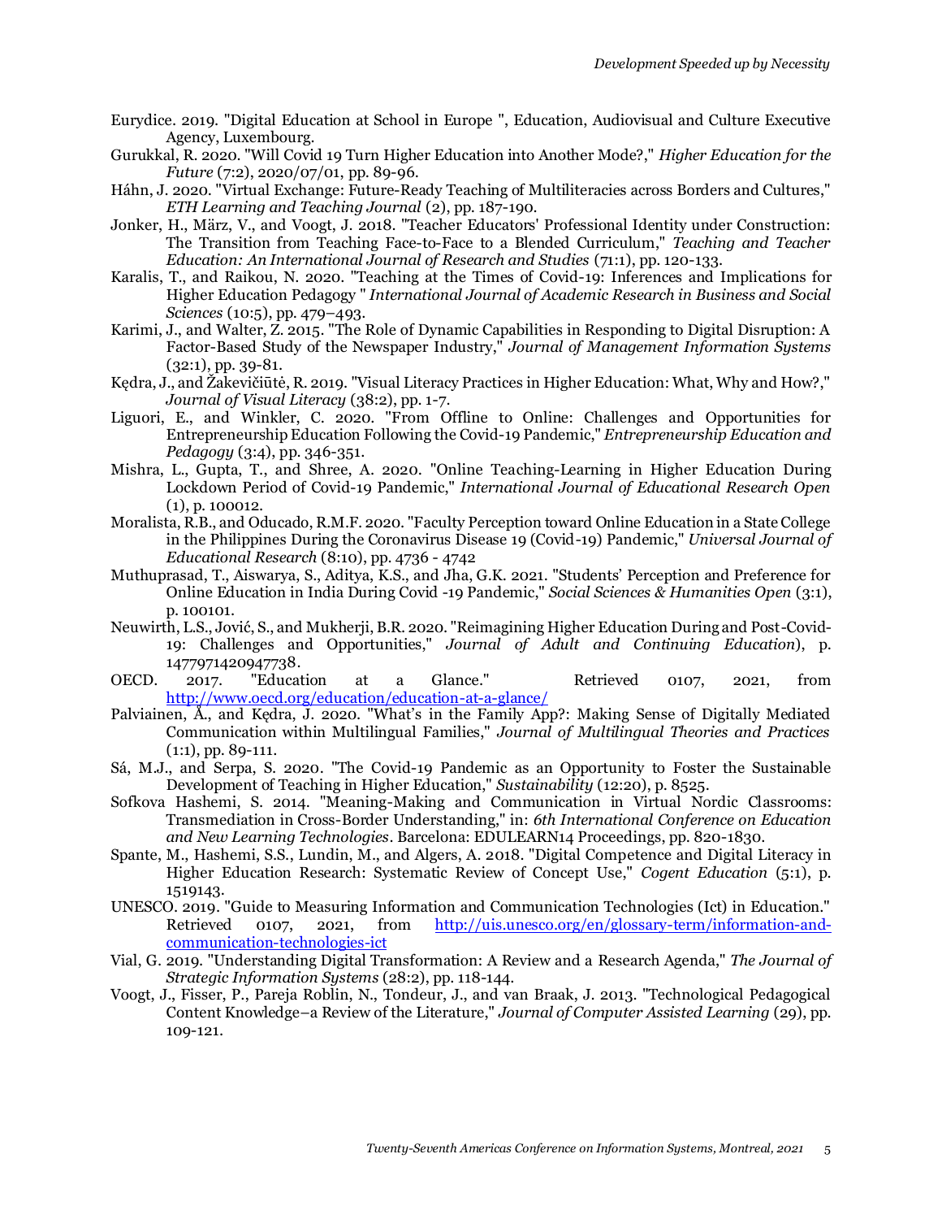Eurydice. 2019. "Digital Education at School in Europe ", Education, Audiovisual and Culture Executive Agency, Luxembourg.

Gurukkal, R. 2020. "Will Covid 19 Turn Higher Education into Another Mode?," *Higher Education for the Future* (7:2), 2020/07/01, pp. 89-96.

Háhn, J. 2020. "Virtual Exchange: Future-Ready Teaching of Multiliteracies across Borders and Cultures," *ETH Learning and Teaching Journal* (2), pp. 187-190.

Jonker, H., März, V., and Voogt, J. 2018. "Teacher Educators' Professional Identity under Construction: The Transition from Teaching Face-to-Face to a Blended Curriculum," *Teaching and Teacher Education: An International Journal of Research and Studies* (71:1), pp. 120-133.

Karalis, T., and Raikou, N. 2020. "Teaching at the Times of Covid-19: Inferences and Implications for Higher Education Pedagogy " *International Journal of Academic Research in Business and Social Sciences* (10:5), pp. 479–493.

Karimi, J., and Walter, Z. 2015. "The Role of Dynamic Capabilities in Responding to Digital Disruption: A Factor-Based Study of the Newspaper Industry," *Journal of Management Information Systems* (32:1), pp. 39-81.

Kędra, J., and Žakevičiūtė, R. 2019. "Visual Literacy Practices in Higher Education: What, Why and How?," *Journal of Visual Literacy* (38:2), pp. 1-7.

Liguori, E., and Winkler, C. 2020. "From Offline to Online: Challenges and Opportunities for Entrepreneurship Education Following the Covid-19 Pandemic," *Entrepreneurship Education and Pedagogy* (3:4), pp. 346-351.

Mishra, L., Gupta, T., and Shree, A. 2020. "Online Teaching-Learning in Higher Education During Lockdown Period of Covid-19 Pandemic," *International Journal of Educational Research Open* (1), p. 100012.

Moralista, R.B., and Oducado, R.M.F. 2020. "Faculty Perception toward Online Education in a State College in the Philippines During the Coronavirus Disease 19 (Covid-19) Pandemic," *Universal Journal of Educational Research* (8:10), pp. 4736 - 4742

Muthuprasad, T., Aiswarya, S., Aditya, K.S., and Jha, G.K. 2021. "Students' Perception and Preference for Online Education in India During Covid -19 Pandemic," *Social Sciences & Humanities Open* (3:1), p. 100101.

Neuwirth, L.S., Jović, S., and Mukherji, B.R. 2020. "Reimagining Higher Education During and Post-Covid-19: Challenges and Opportunities," *Journal of Adult and Continuing Education*), p. 1477971420947738.

OECD. 2017. "Education at a Glance." Retrieved 0107, 2021, from http://www.oecd.org/education/education-at-a-glance/

Palviainen, Å., and Kędra, J. 2020. "What's in the Family App?: Making Sense of Digitally Mediated Communication within Multilingual Families," *Journal of Multilingual Theories and Practices* (1:1), pp. 89-111.

Sá, M.J., and Serpa, S. 2020. "The Covid-19 Pandemic as an Opportunity to Foster the Sustainable Development of Teaching in Higher Education," *Sustainability* (12:20), p. 8525.

Sofkova Hashemi, S. 2014. "Meaning-Making and Communication in Virtual Nordic Classrooms: Transmediation in Cross-Border Understanding," in: *6th International Conference on Education and New Learning Technologies*. Barcelona: EDULEARN14 Proceedings, pp. 820-1830.

Spante, M., Hashemi, S.S., Lundin, M., and Algers, A. 2018. "Digital Competence and Digital Literacy in Higher Education Research: Systematic Review of Concept Use," *Cogent Education* (5:1), p. 1519143.

UNESCO. 2019. "Guide to Measuring Information and Communication Technologies (Ict) in Education." Retrieved 0107, 2021, from http://uis.unesco.org/en/glossary-term/information-and-communication-technologies-ict

Vial, G. 2019. "Understanding Digital Transformation: A Review and a Research Agenda," *The Journal of Strategic Information Systems* (28:2), pp. 118-144.

Voogt, J., Fisser, P., Pareja Roblin, N., Tondeur, J., and van Braak, J. 2013. "Technological Pedagogical Content Knowledge–a Review of the Literature," *Journal of Computer Assisted Learning* (29), pp. 109-121.